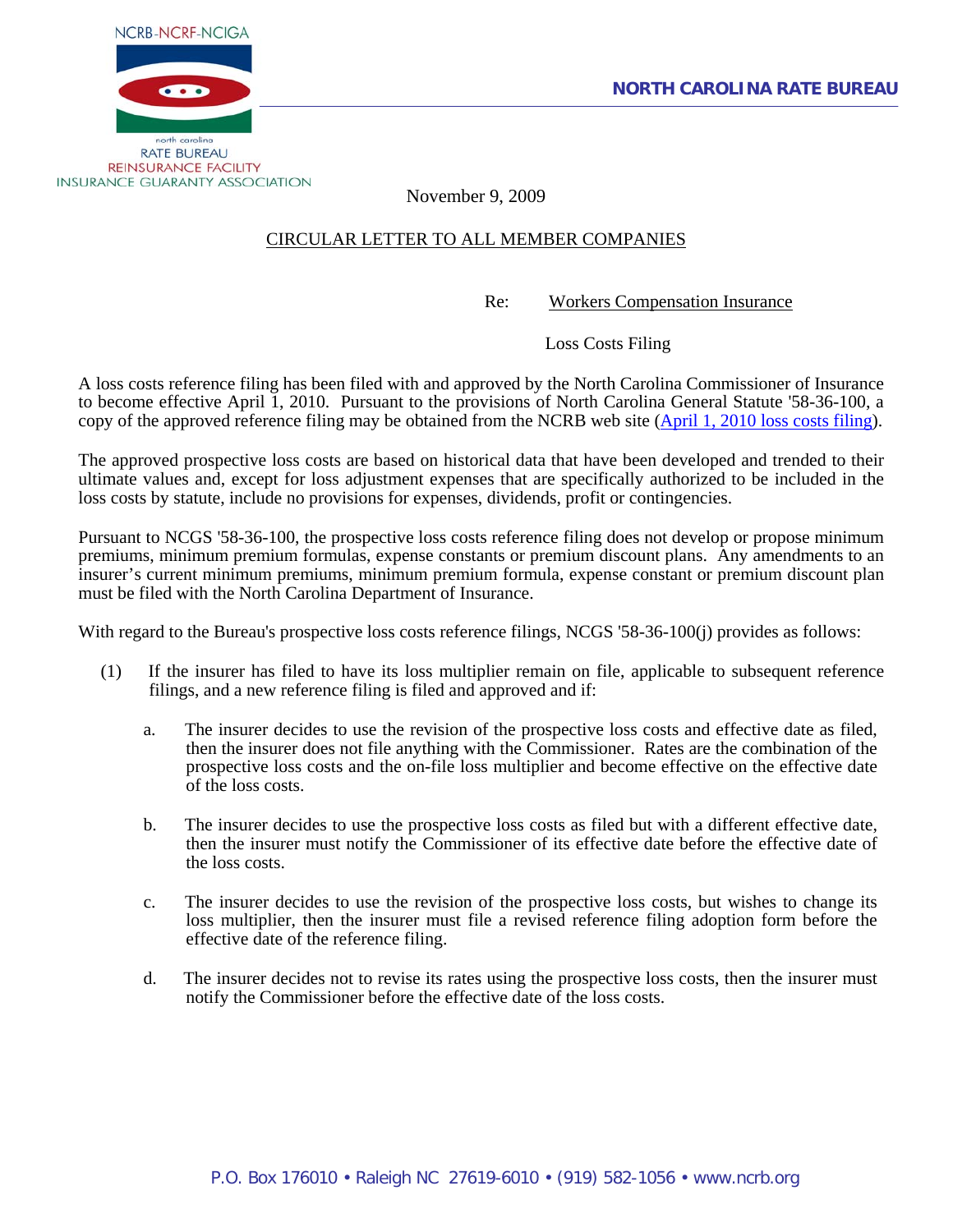NCRB-NCRF-NCIGA

north carolina
RATE BUREAU
REINSURANCE FACILITY
INSURANCE GUARANTY ASSOCIATION

**NORTH CAROLINA RATE BUREAU**

November 9, 2009

CIRCULAR LETTER TO ALL MEMBER COMPANIES

Re: Workers Compensation Insurance

Loss Costs Filing

A loss costs reference filing has been filed with and approved by the North Carolina Commissioner of Insurance to become effective April 1, 2010. Pursuant to the provisions of North Carolina General Statute '58-36-100, a copy of the approved reference filing may be obtained from the NCRB web site (April 1, 2010 loss costs filing).

The approved prospective loss costs are based on historical data that have been developed and trended to their ultimate values and, except for loss adjustment expenses that are specifically authorized to be included in the loss costs by statute, include no provisions for expenses, dividends, profit or contingencies.

Pursuant to NCGS '58-36-100, the prospective loss costs reference filing does not develop or propose minimum premiums, minimum premium formulas, expense constants or premium discount plans. Any amendments to an insurer's current minimum premiums, minimum premium formula, expense constant or premium discount plan must be filed with the North Carolina Department of Insurance.

With regard to the Bureau's prospective loss costs reference filings, NCGS '58-36-100(j) provides as follows:

(1) If the insurer has filed to have its loss multiplier remain on file, applicable to subsequent reference filings, and a new reference filing is filed and approved and if:

  a. The insurer decides to use the revision of the prospective loss costs and effective date as filed, then the insurer does not file anything with the Commissioner. Rates are the combination of the prospective loss costs and the on-file loss multiplier and become effective on the effective date of the loss costs.

  b. The insurer decides to use the prospective loss costs as filed but with a different effective date, then the insurer must notify the Commissioner of its effective date before the effective date of the loss costs.

  c. The insurer decides to use the revision of the prospective loss costs, but wishes to change its loss multiplier, then the insurer must file a revised reference filing adoption form before the effective date of the reference filing.

  d. The insurer decides not to revise its rates using the prospective loss costs, then the insurer must notify the Commissioner before the effective date of the loss costs.

P.O. Box 176010 • Raleigh NC 27619-6010 • (919) 582-1056 • www.ncrb.org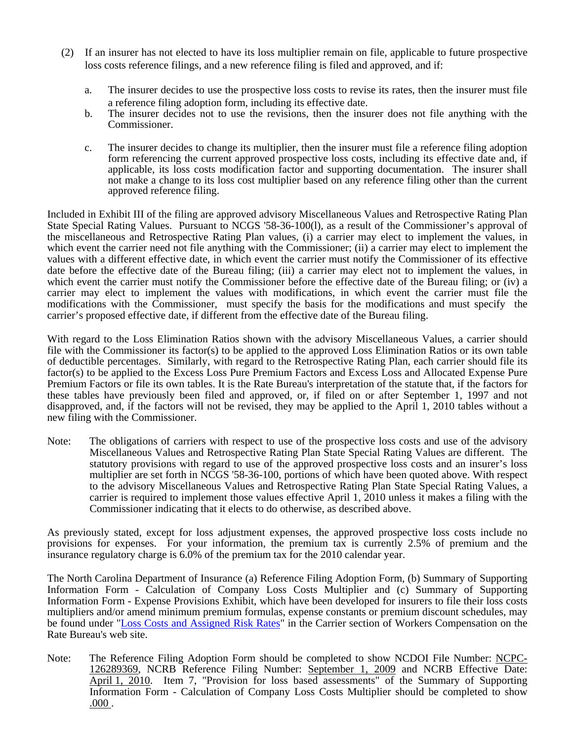(2) If an insurer has not elected to have its loss multiplier remain on file, applicable to future prospective loss costs reference filings, and a new reference filing is filed and approved, and if:

   a. The insurer decides to use the prospective loss costs to revise its rates, then the insurer must file a reference filing adoption form, including its effective date.

   b. The insurer decides not to use the revisions, then the insurer does not file anything with the Commissioner.

   c. The insurer decides to change its multiplier, then the insurer must file a reference filing adoption form referencing the current approved prospective loss costs, including its effective date and, if applicable, its loss costs modification factor and supporting documentation. The insurer shall not make a change to its loss cost multiplier based on any reference filing other than the current approved reference filing.

Included in Exhibit III of the filing are approved advisory Miscellaneous Values and Retrospective Rating Plan State Special Rating Values. Pursuant to NCGS '58-36-100(l), as a result of the Commissioner's approval of the miscellaneous and Retrospective Rating Plan values, (i) a carrier may elect to implement the values, in which event the carrier need not file anything with the Commissioner; (ii) a carrier may elect to implement the values with a different effective date, in which event the carrier must notify the Commissioner of its effective date before the effective date of the Bureau filing; (iii) a carrier may elect not to implement the values, in which event the carrier must notify the Commissioner before the effective date of the Bureau filing; or (iv) a carrier may elect to implement the values with modifications, in which event the carrier must file the modifications with the Commissioner, must specify the basis for the modifications and must specify the carrier's proposed effective date, if different from the effective date of the Bureau filing.

With regard to the Loss Elimination Ratios shown with the advisory Miscellaneous Values, a carrier should file with the Commissioner its factor(s) to be applied to the approved Loss Elimination Ratios or its own table of deductible percentages. Similarly, with regard to the Retrospective Rating Plan, each carrier should file its factor(s) to be applied to the Excess Loss Pure Premium Factors and Excess Loss and Allocated Expense Pure Premium Factors or file its own tables. It is the Rate Bureau's interpretation of the statute that, if the factors for these tables have previously been filed and approved, or, if filed on or after September 1, 1997 and not disapproved, and, if the factors will not be revised, they may be applied to the April 1, 2010 tables without a new filing with the Commissioner.

Note: The obligations of carriers with respect to use of the prospective loss costs and use of the advisory Miscellaneous Values and Retrospective Rating Plan State Special Rating Values are different. The statutory provisions with regard to use of the approved prospective loss costs and an insurer's loss multiplier are set forth in NCGS '58-36-100, portions of which have been quoted above. With respect to the advisory Miscellaneous Values and Retrospective Rating Plan State Special Rating Values, a carrier is required to implement those values effective April 1, 2010 unless it makes a filing with the Commissioner indicating that it elects to do otherwise, as described above.

As previously stated, except for loss adjustment expenses, the approved prospective loss costs include no provisions for expenses. For your information, the premium tax is currently 2.5% of premium and the insurance regulatory charge is 6.0% of the premium tax for the 2010 calendar year.

The North Carolina Department of Insurance (a) Reference Filing Adoption Form, (b) Summary of Supporting Information Form - Calculation of Company Loss Costs Multiplier and (c) Summary of Supporting Information Form - Expense Provisions Exhibit, which have been developed for insurers to file their loss costs multipliers and/or amend minimum premium formulas, expense constants or premium discount schedules, may be found under "Loss Costs and Assigned Risk Rates" in the Carrier section of Workers Compensation on the Rate Bureau's web site.

Note: The Reference Filing Adoption Form should be completed to show NCDOI File Number: NCPC-126289369, NCRB Reference Filing Number: September 1, 2009 and NCRB Effective Date: April 1, 2010. Item 7, "Provision for loss based assessments" of the Summary of Supporting Information Form - Calculation of Company Loss Costs Multiplier should be completed to show .000 .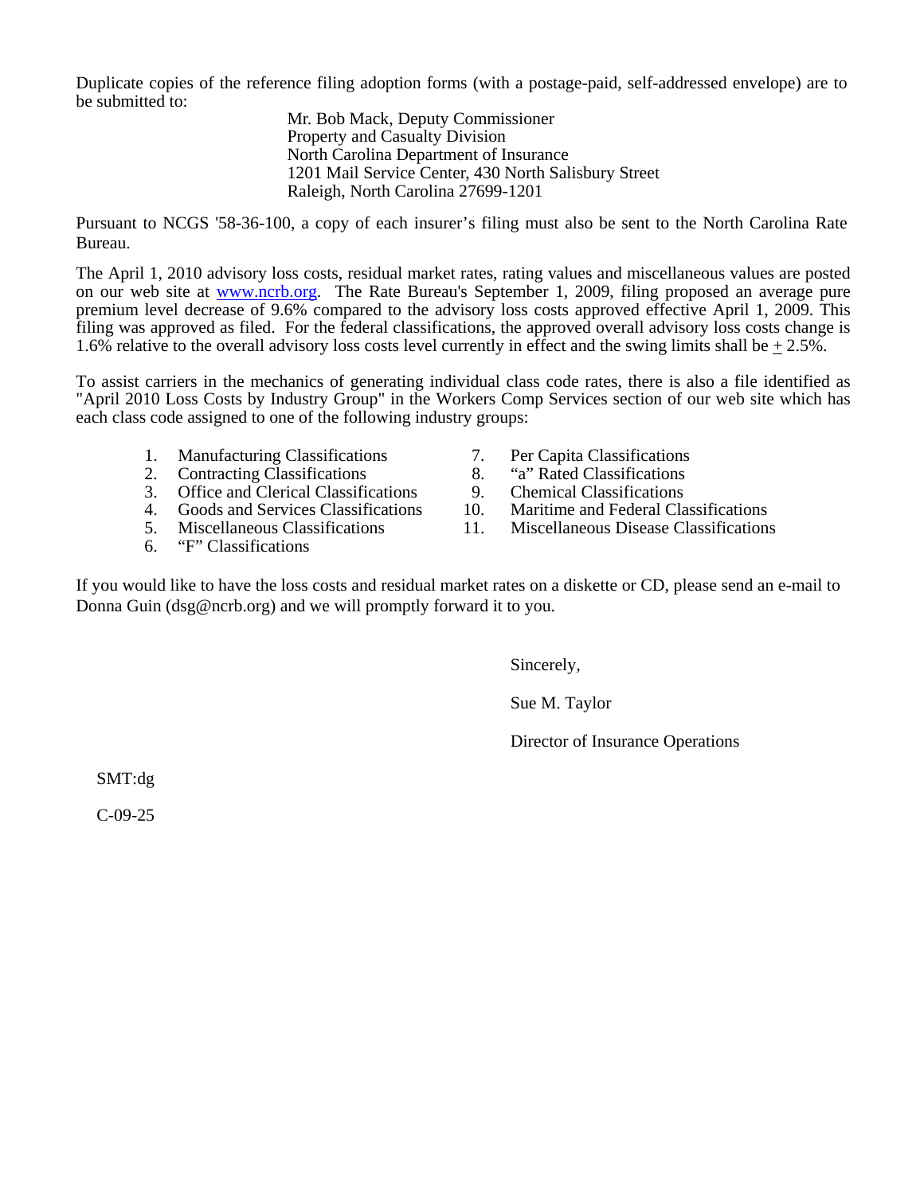Duplicate copies of the reference filing adoption forms (with a postage-paid, self-addressed envelope) are to be submitted to:

Mr. Bob Mack, Deputy Commissioner
Property and Casualty Division
North Carolina Department of Insurance
1201 Mail Service Center, 430 North Salisbury Street
Raleigh, North Carolina 27699-1201

Pursuant to NCGS '58-36-100, a copy of each insurer's filing must also be sent to the North Carolina Rate Bureau.

The April 1, 2010 advisory loss costs, residual market rates, rating values and miscellaneous values are posted on our web site at www.ncrb.org. The Rate Bureau's September 1, 2009, filing proposed an average pure premium level decrease of 9.6% compared to the advisory loss costs approved effective April 1, 2009. This filing was approved as filed. For the federal classifications, the approved overall advisory loss costs change is 1.6% relative to the overall advisory loss costs level currently in effect and the swing limits shall be ± 2.5%.

To assist carriers in the mechanics of generating individual class code rates, there is also a file identified as "April 2010 Loss Costs by Industry Group" in the Workers Comp Services section of our web site which has each class code assigned to one of the following industry groups:

1. Manufacturing Classifications
2. Contracting Classifications
3. Office and Clerical Classifications
4. Goods and Services Classifications
5. Miscellaneous Classifications
6. "F" Classifications
7. Per Capita Classifications
8. "a" Rated Classifications
9. Chemical Classifications
10. Maritime and Federal Classifications
11. Miscellaneous Disease Classifications

If you would like to have the loss costs and residual market rates on a diskette or CD, please send an e-mail to Donna Guin (dsg@ncrb.org) and we will promptly forward it to you.

Sincerely,

Sue M. Taylor

Director of Insurance Operations

SMT:dg

C-09-25